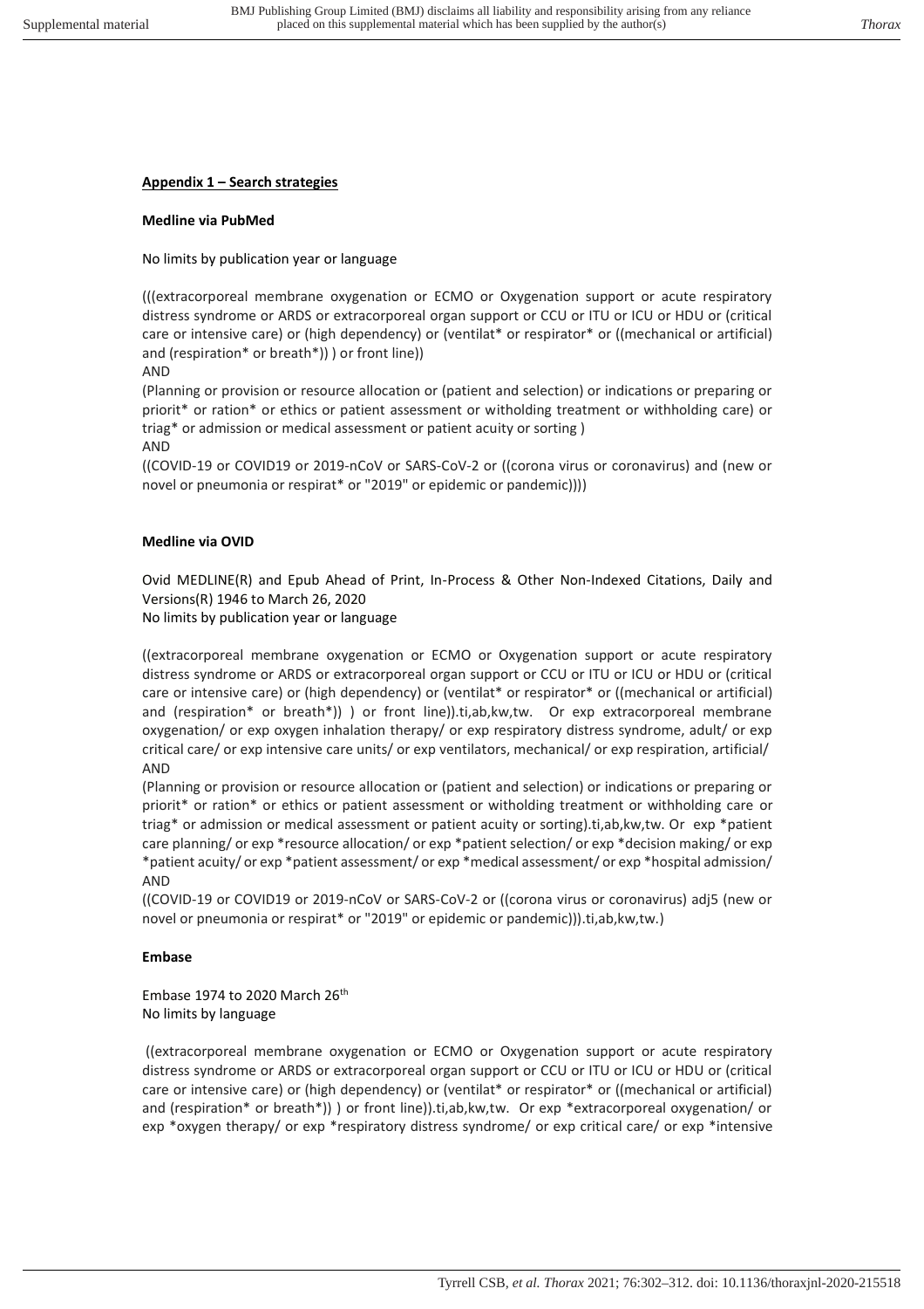**Appendix 1 – Search strategies**

**Medline via PubMed**

No limits by publication year or language

(((extracorporeal membrane oxygenation or ECMO or Oxygenation support or acute respiratory distress syndrome or ARDS or extracorporeal organ support or CCU or ITU or ICU or HDU or (critical care or intensive care) or (high dependency) or (ventilat* or respirator* or ((mechanical or artificial) and (respiration* or breath*)) ) or front line))
AND
(Planning or provision or resource allocation or (patient and selection) or indications or preparing or priorit* or ration* or ethics or patient assessment or witholding treatment or withholding care) or triag* or admission or medical assessment or patient acuity or sorting )
AND
((COVID-19 or COVID19 or 2019-nCoV or SARS-CoV-2 or ((corona virus or coronavirus) and (new or novel or pneumonia or respirat* or "2019" or epidemic or pandemic))))

**Medline via OVID**

Ovid MEDLINE(R) and Epub Ahead of Print, In-Process & Other Non-Indexed Citations, Daily and Versions(R) 1946 to March 26, 2020
No limits by publication year or language

((extracorporeal membrane oxygenation or ECMO or Oxygenation support or acute respiratory distress syndrome or ARDS or extracorporeal organ support or CCU or ITU or ICU or HDU or (critical care or intensive care) or (high dependency) or (ventilat* or respirator* or ((mechanical or artificial) and (respiration* or breath*)) ) or front line)).ti,ab,kw,tw. Or exp extracorporeal membrane oxygenation/ or exp oxygen inhalation therapy/ or exp respiratory distress syndrome, adult/ or exp critical care/ or exp intensive care units/ or exp ventilators, mechanical/ or exp respiration, artificial/
AND
(Planning or provision or resource allocation or (patient and selection) or indications or preparing or priorit* or ration* or ethics or patient assessment or witholding treatment or withholding care or triag* or admission or medical assessment or patient acuity or sorting).ti,ab,kw,tw. Or exp *patient care planning/ or exp *resource allocation/ or exp *patient selection/ or exp *decision making/ or exp *patient acuity/ or exp *patient assessment/ or exp *medical assessment/ or exp *hospital admission/
AND
((COVID-19 or COVID19 or 2019-nCoV or SARS-CoV-2 or ((corona virus or coronavirus) adj5 (new or novel or pneumonia or respirat* or "2019" or epidemic or pandemic))).ti,ab,kw,tw.)

**Embase**

Embase 1974 to 2020 March 26th
No limits by language

((extracorporeal membrane oxygenation or ECMO or Oxygenation support or acute respiratory distress syndrome or ARDS or extracorporeal organ support or CCU or ITU or ICU or HDU or (critical care or intensive care) or (high dependency) or (ventilat* or respirator* or ((mechanical or artificial) and (respiration* or breath*)) ) or front line)).ti,ab,kw,tw. Or exp *extracorporeal oxygenation/ or exp *oxygen therapy/ or exp *respiratory distress syndrome/ or exp critical care/ or exp *intensive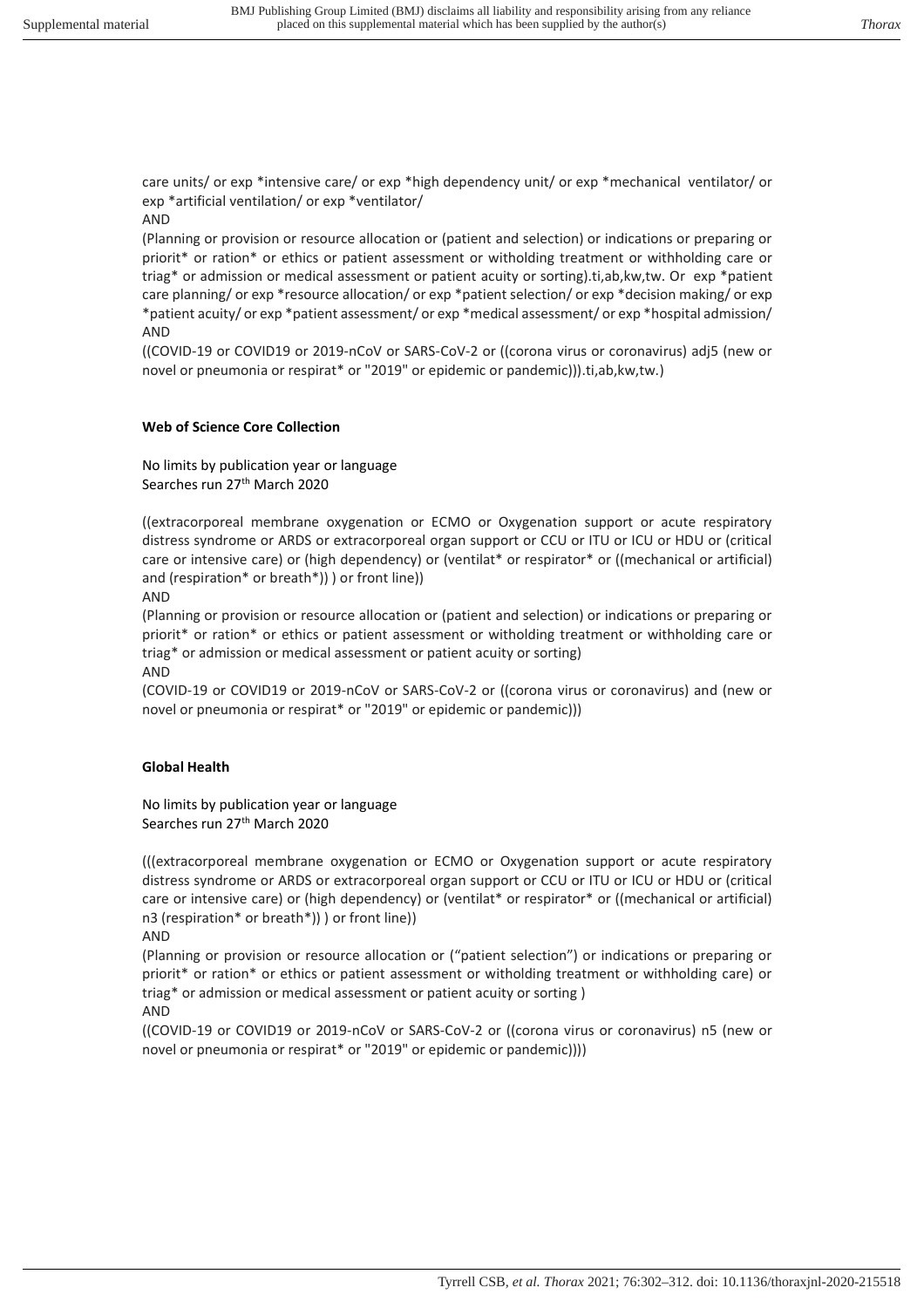care units/ or exp *intensive care/ or exp *high dependency unit/ or exp *mechanical ventilator/ or exp *artificial ventilation/ or exp *ventilator/

AND

(Planning or provision or resource allocation or (patient and selection) or indications or preparing or priorit* or ration* or ethics or patient assessment or witholding treatment or withholding care or triag* or admission or medical assessment or patient acuity or sorting).ti,ab,kw,tw. Or exp *patient care planning/ or exp *resource allocation/ or exp *patient selection/ or exp *decision making/ or exp *patient acuity/ or exp *patient assessment/ or exp *medical assessment/ or exp *hospital admission/

AND

((COVID-19 or COVID19 or 2019-nCoV or SARS-CoV-2 or ((corona virus or coronavirus) adj5 (new or novel or pneumonia or respirat* or "2019" or epidemic or pandemic))).ti,ab,kw,tw.)

**Web of Science Core Collection**

No limits by publication year or language
Searches run 27th March 2020

((extracorporeal membrane oxygenation or ECMO or Oxygenation support or acute respiratory distress syndrome or ARDS or extracorporeal organ support or CCU or ITU or ICU or HDU or (critical care or intensive care) or (high dependency) or (ventilat* or respirator* or ((mechanical or artificial) and (respiration* or breath*)) ) or front line))

AND

(Planning or provision or resource allocation or (patient and selection) or indications or preparing or priorit* or ration* or ethics or patient assessment or witholding treatment or withholding care or triag* or admission or medical assessment or patient acuity or sorting)

AND

(COVID-19 or COVID19 or 2019-nCoV or SARS-CoV-2 or ((corona virus or coronavirus) and (new or novel or pneumonia or respirat* or "2019" or epidemic or pandemic)))

**Global Health**

No limits by publication year or language
Searches run 27th March 2020

(((extracorporeal membrane oxygenation or ECMO or Oxygenation support or acute respiratory distress syndrome or ARDS or extracorporeal organ support or CCU or ITU or ICU or HDU or (critical care or intensive care) or (high dependency) or (ventilat* or respirator* or ((mechanical or artificial) n3 (respiration* or breath*)) ) or front line))

AND

(Planning or provision or resource allocation or ("patient selection") or indications or preparing or priorit* or ration* or ethics or patient assessment or witholding treatment or withholding care) or triag* or admission or medical assessment or patient acuity or sorting )

AND

((COVID-19 or COVID19 or 2019-nCoV or SARS-CoV-2 or ((corona virus or coronavirus) n5 (new or novel or pneumonia or respirat* or "2019" or epidemic or pandemic))))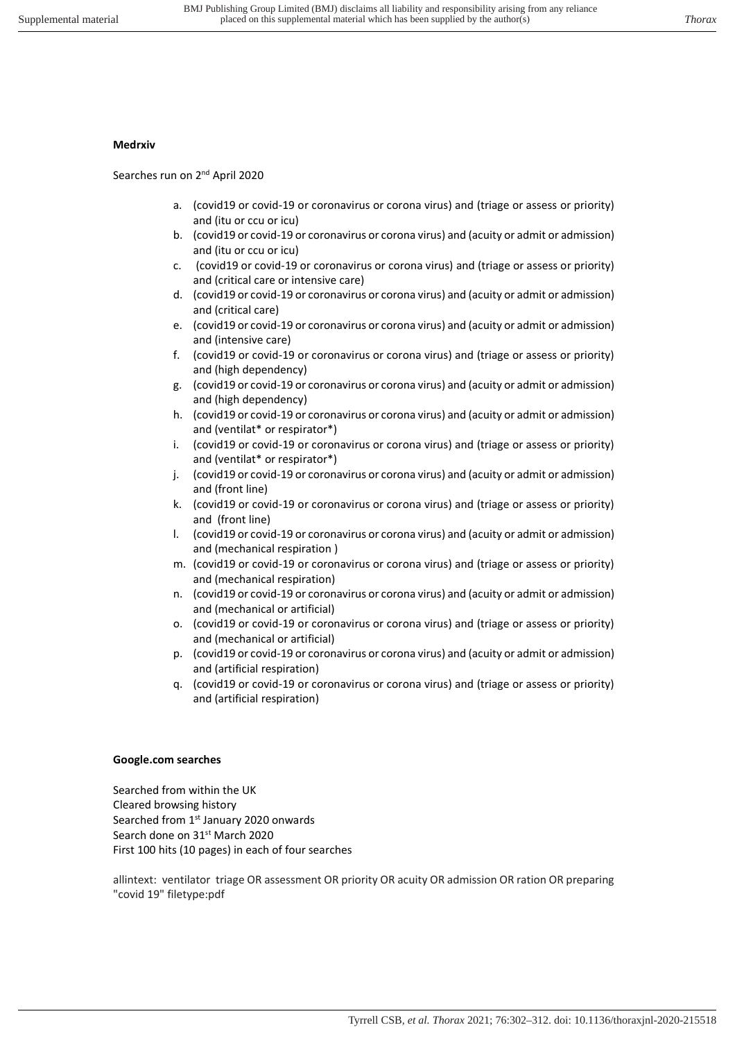**Medrxiv**

Searches run on 2nd April 2020

a. (covid19 or covid-19 or coronavirus or corona virus) and (triage or assess or priority) and (itu or ccu or icu)
b. (covid19 or covid-19 or coronavirus or corona virus) and (acuity or admit or admission) and (itu or ccu or icu)
c. (covid19 or covid-19 or coronavirus or corona virus) and (triage or assess or priority) and (critical care or intensive care)
d. (covid19 or covid-19 or coronavirus or corona virus) and (acuity or admit or admission) and (critical care)
e. (covid19 or covid-19 or coronavirus or corona virus) and (acuity or admit or admission) and (intensive care)
f. (covid19 or covid-19 or coronavirus or corona virus) and (triage or assess or priority) and (high dependency)
g. (covid19 or covid-19 or coronavirus or corona virus) and (acuity or admit or admission) and (high dependency)
h. (covid19 or covid-19 or coronavirus or corona virus) and (acuity or admit or admission) and (ventilat* or respirator*)
i. (covid19 or covid-19 or coronavirus or corona virus) and (triage or assess or priority) and (ventilat* or respirator*)
j. (covid19 or covid-19 or coronavirus or corona virus) and (acuity or admit or admission) and (front line)
k. (covid19 or covid-19 or coronavirus or corona virus) and (triage or assess or priority) and (front line)
l. (covid19 or covid-19 or coronavirus or corona virus) and (acuity or admit or admission) and (mechanical respiration )
m. (covid19 or covid-19 or coronavirus or corona virus) and (triage or assess or priority) and (mechanical respiration)
n. (covid19 or covid-19 or coronavirus or corona virus) and (acuity or admit or admission) and (mechanical or artificial)
o. (covid19 or covid-19 or coronavirus or corona virus) and (triage or assess or priority) and (mechanical or artificial)
p. (covid19 or covid-19 or coronavirus or corona virus) and (acuity or admit or admission) and (artificial respiration)
q. (covid19 or covid-19 or coronavirus or corona virus) and (triage or assess or priority) and (artificial respiration)

**Google.com searches**

Searched from within the UK
Cleared browsing history
Searched from 1st January 2020 onwards
Search done on 31st March 2020
First 100 hits (10 pages) in each of four searches

allintext: ventilator triage OR assessment OR priority OR acuity OR admission OR ration OR preparing "covid 19" filetype:pdf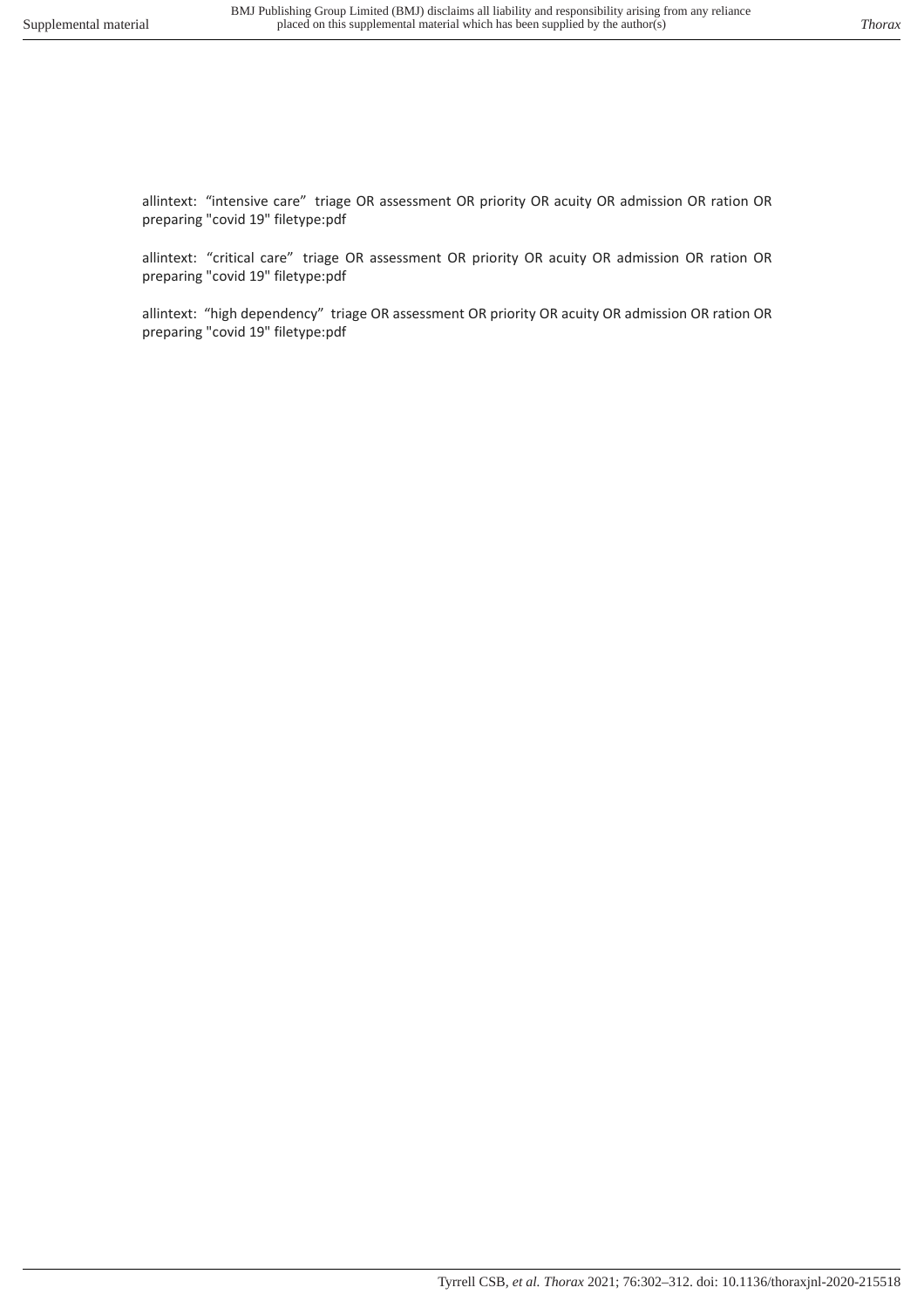allintext: “intensive care” triage OR assessment OR priority OR acuity OR admission OR ration OR preparing "covid 19" filetype:pdf

allintext: “critical care” triage OR assessment OR priority OR acuity OR admission OR ration OR preparing "covid 19" filetype:pdf

allintext: “high dependency” triage OR assessment OR priority OR acuity OR admission OR ration OR preparing "covid 19" filetype:pdf